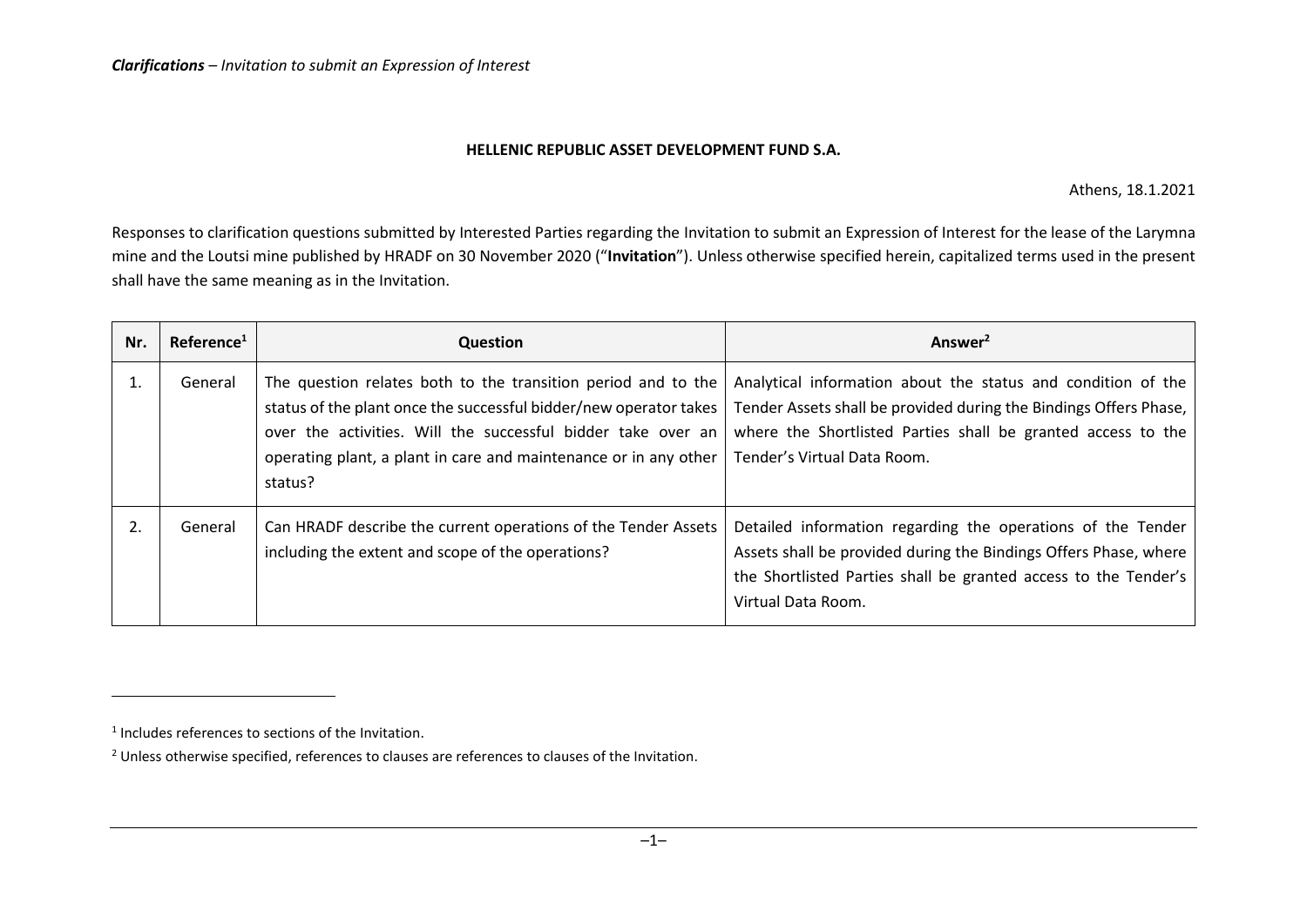*Clarifications – Invitation to submit an Expression of Interest*

**HELLENIC REPUBLIC ASSET DEVELOPMENT FUND S.A.**

Athens, 18.1.2021

Responses to clarification questions submitted by Interested Parties regarding the Invitation to submit an Expression of Interest for the lease of the Larymna mine and the Loutsi mine published by HRADF on 30 November 2020 ("**Invitation**"). Unless otherwise specified herein, capitalized terms used in the present shall have the same meaning as in the Invitation.

| Nr. | Reference[1] | Question | Answer[2] |
|---|---|---|---|
| 1. | General | The question relates both to the transition period and to the status of the plant once the successful bidder/new operator takes over the activities. Will the successful bidder take over an operating plant, a plant in care and maintenance or in any other status? | Analytical information about the status and condition of the Tender Assets shall be provided during the Bindings Offers Phase, where the Shortlisted Parties shall be granted access to the Tender's Virtual Data Room. |
| 2. | General | Can HRADF describe the current operations of the Tender Assets including the extent and scope of the operations? | Detailed information regarding the operations of the Tender Assets shall be provided during the Bindings Offers Phase, where the Shortlisted Parties shall be granted access to the Tender's Virtual Data Room. |

[1] Includes references to sections of the Invitation.

[2] Unless otherwise specified, references to clauses are references to clauses of the Invitation.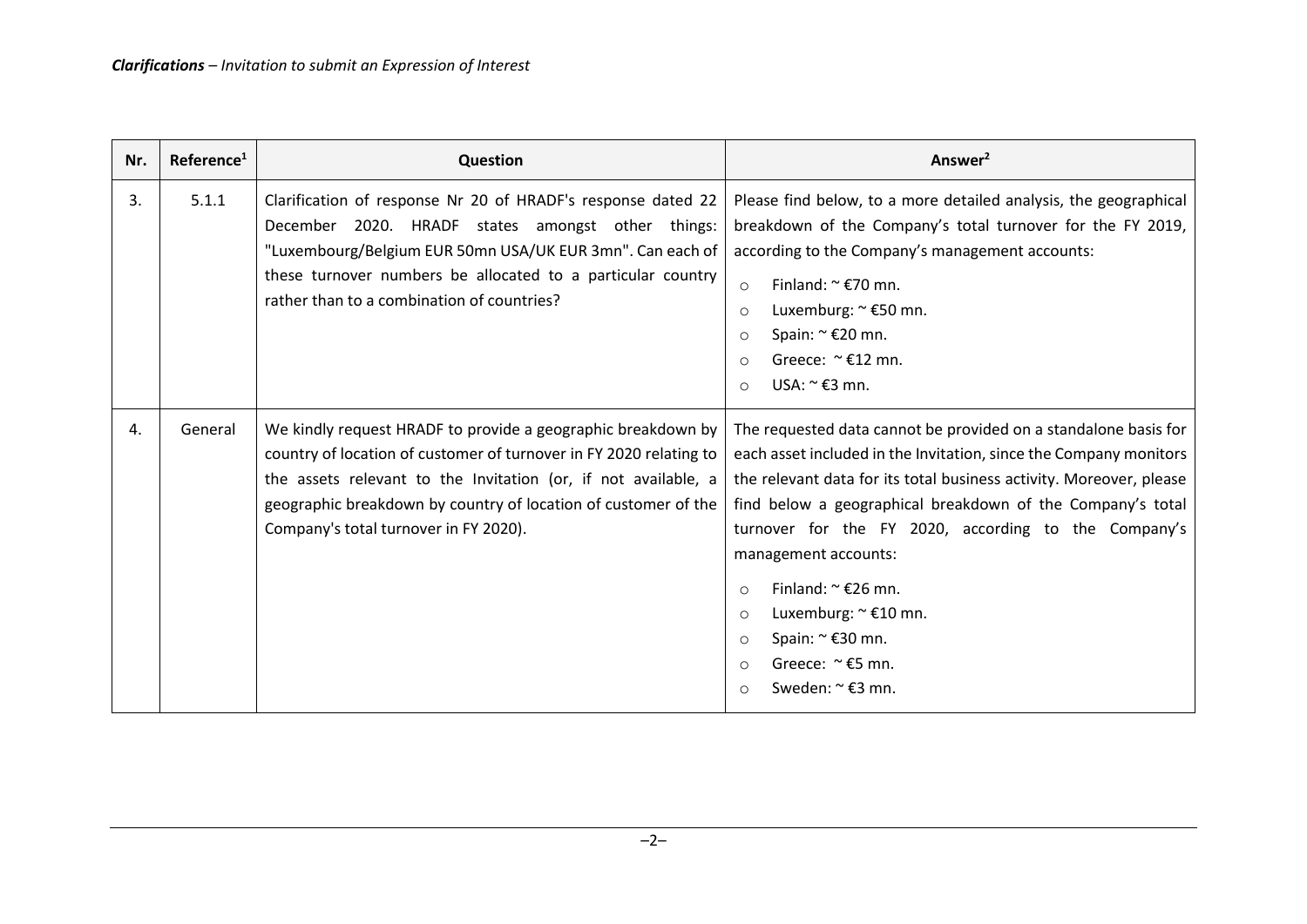*Clarifications – Invitation to submit an Expression of Interest*

| Nr. | Reference[1] | Question | Answer[2] |
|---|---|---|---|
| 3. | 5.1.1 | Clarification of response Nr 20 of HRADF's response dated 22 December 2020. HRADF states amongst other things: "Luxembourg/Belgium EUR 50mn USA/UK EUR 3mn". Can each of these turnover numbers be allocated to a particular country rather than to a combination of countries? | Please find below, to a more detailed analysis, the geographical breakdown of the Company's total turnover for the FY 2019, according to the Company's management accounts:<br>○ Finland: ~ €70 mn.<br>○ Luxemburg: ~ €50 mn.<br>○ Spain: ~ €20 mn.<br>○ Greece: ~ €12 mn.<br>○ USA: ~ €3 mn. |
| 4. | General | We kindly request HRADF to provide a geographic breakdown by country of location of customer of turnover in FY 2020 relating to the assets relevant to the Invitation (or, if not available, a geographic breakdown by country of location of customer of the Company's total turnover in FY 2020). | The requested data cannot be provided on a standalone basis for each asset included in the Invitation, since the Company monitors the relevant data for its total business activity. Moreover, please find below a geographical breakdown of the Company's total turnover for the FY 2020, according to the Company's management accounts:<br>○ Finland: ~ €26 mn.<br>○ Luxemburg: ~ €10 mn.<br>○ Spain: ~ €30 mn.<br>○ Greece: ~ €5 mn.<br>○ Sweden: ~ €3 mn. |